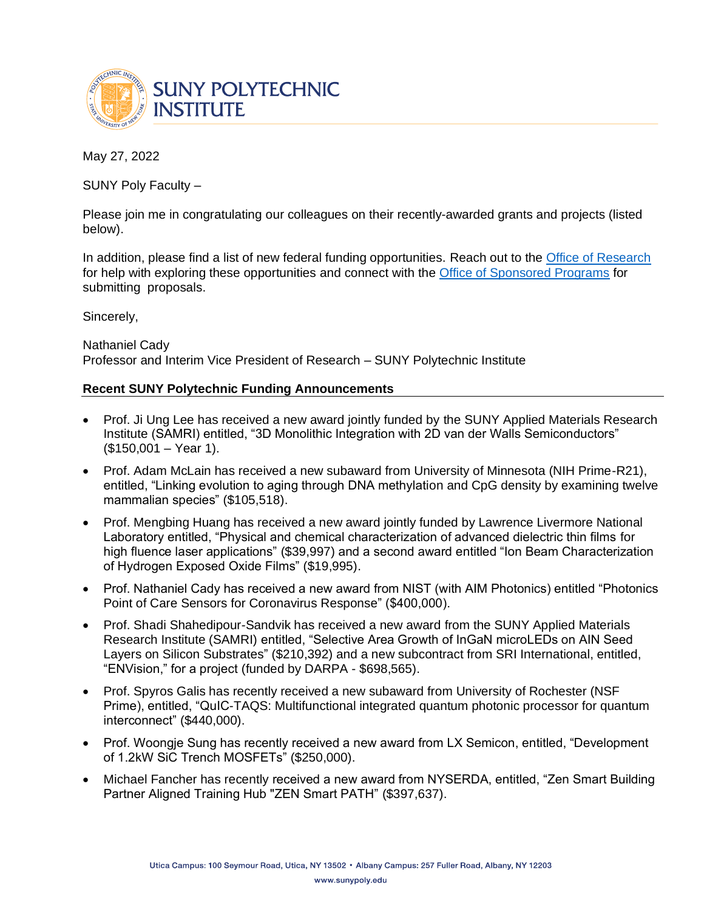SUNY POLYTECHNIC INSTITUTE

May 27, 2022

SUNY Poly Faculty –

Please join me in congratulating our colleagues on their recently-awarded grants and projects (listed below).

In addition, please find a list of new federal funding opportunities. Reach out to the Office of Research for help with exploring these opportunities and connect with the Office of Sponsored Programs for submitting proposals.

Sincerely,

Nathaniel Cady
Professor and Interim Vice President of Research – SUNY Polytechnic Institute

**Recent SUNY Polytechnic Funding Announcements**

- Prof. Ji Ung Lee has received a new award jointly funded by the SUNY Applied Materials Research Institute (SAMRI) entitled, "3D Monolithic Integration with 2D van der Walls Semiconductors" ($150,001 – Year 1).
- Prof. Adam McLain has received a new subaward from University of Minnesota (NIH Prime-R21), entitled, "Linking evolution to aging through DNA methylation and CpG density by examining twelve mammalian species" ($105,518).
- Prof. Mengbing Huang has received a new award jointly funded by Lawrence Livermore National Laboratory entitled, "Physical and chemical characterization of advanced dielectric thin films for high fluence laser applications" ($39,997) and a second award entitled "Ion Beam Characterization of Hydrogen Exposed Oxide Films" ($19,995).
- Prof. Nathaniel Cady has received a new award from NIST (with AIM Photonics) entitled "Photonics Point of Care Sensors for Coronavirus Response" ($400,000).
- Prof. Shadi Shahedipour-Sandvik has received a new award from the SUNY Applied Materials Research Institute (SAMRI) entitled, "Selective Area Growth of InGaN microLEDs on AlN Seed Layers on Silicon Substrates" ($210,392) and a new subcontract from SRI International, entitled, "ENVision," for a project (funded by DARPA - $698,565).
- Prof. Spyros Galis has recently received a new subaward from University of Rochester (NSF Prime), entitled, "QuIC-TAQS: Multifunctional integrated quantum photonic processor for quantum interconnect" ($440,000).
- Prof. Woongje Sung has recently received a new award from LX Semicon, entitled, "Development of 1.2kW SiC Trench MOSFETs" ($250,000).
- Michael Fancher has recently received a new award from NYSERDA, entitled, "Zen Smart Building Partner Aligned Training Hub "ZEN Smart PATH" ($397,637).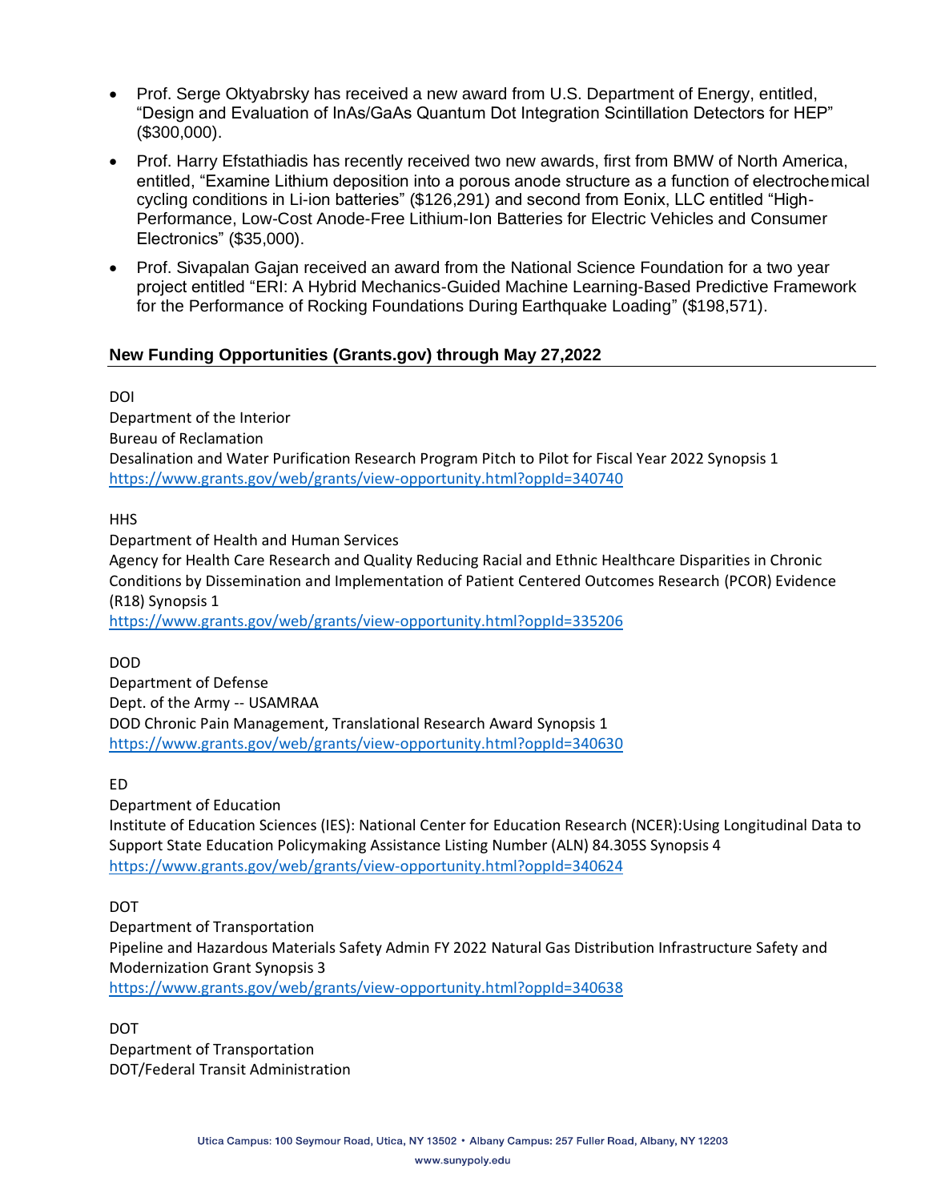- Prof. Serge Oktyabrsky has received a new award from U.S. Department of Energy, entitled, "Design and Evaluation of InAs/GaAs Quantum Dot Integration Scintillation Detectors for HEP" ($300,000).
- Prof. Harry Efstathiadis has recently received two new awards, first from BMW of North America, entitled, "Examine Lithium deposition into a porous anode structure as a function of electrochemical cycling conditions in Li-ion batteries" ($126,291) and second from Eonix, LLC entitled "High-Performance, Low-Cost Anode-Free Lithium-Ion Batteries for Electric Vehicles and Consumer Electronics" ($35,000).
- Prof. Sivapalan Gajan received an award from the National Science Foundation for a two year project entitled "ERI: A Hybrid Mechanics-Guided Machine Learning-Based Predictive Framework for the Performance of Rocking Foundations During Earthquake Loading" ($198,571).

## New Funding Opportunities (Grants.gov) through May 27,2022

DOI
Department of the Interior
Bureau of Reclamation
Desalination and Water Purification Research Program Pitch to Pilot for Fiscal Year 2022 Synopsis 1
https://www.grants.gov/web/grants/view-opportunity.html?oppId=340740

HHS
Department of Health and Human Services
Agency for Health Care Research and Quality Reducing Racial and Ethnic Healthcare Disparities in Chronic Conditions by Dissemination and Implementation of Patient Centered Outcomes Research (PCOR) Evidence (R18) Synopsis 1
https://www.grants.gov/web/grants/view-opportunity.html?oppId=335206

DOD
Department of Defense
Dept. of the Army -- USAMRAA
DOD Chronic Pain Management, Translational Research Award Synopsis 1
https://www.grants.gov/web/grants/view-opportunity.html?oppId=340630

ED
Department of Education
Institute of Education Sciences (IES): National Center for Education Research (NCER):Using Longitudinal Data to Support State Education Policymaking Assistance Listing Number (ALN) 84.305S Synopsis 4
https://www.grants.gov/web/grants/view-opportunity.html?oppId=340624

DOT
Department of Transportation
Pipeline and Hazardous Materials Safety Admin FY 2022 Natural Gas Distribution Infrastructure Safety and Modernization Grant Synopsis 3
https://www.grants.gov/web/grants/view-opportunity.html?oppId=340638

DOT
Department of Transportation
DOT/Federal Transit Administration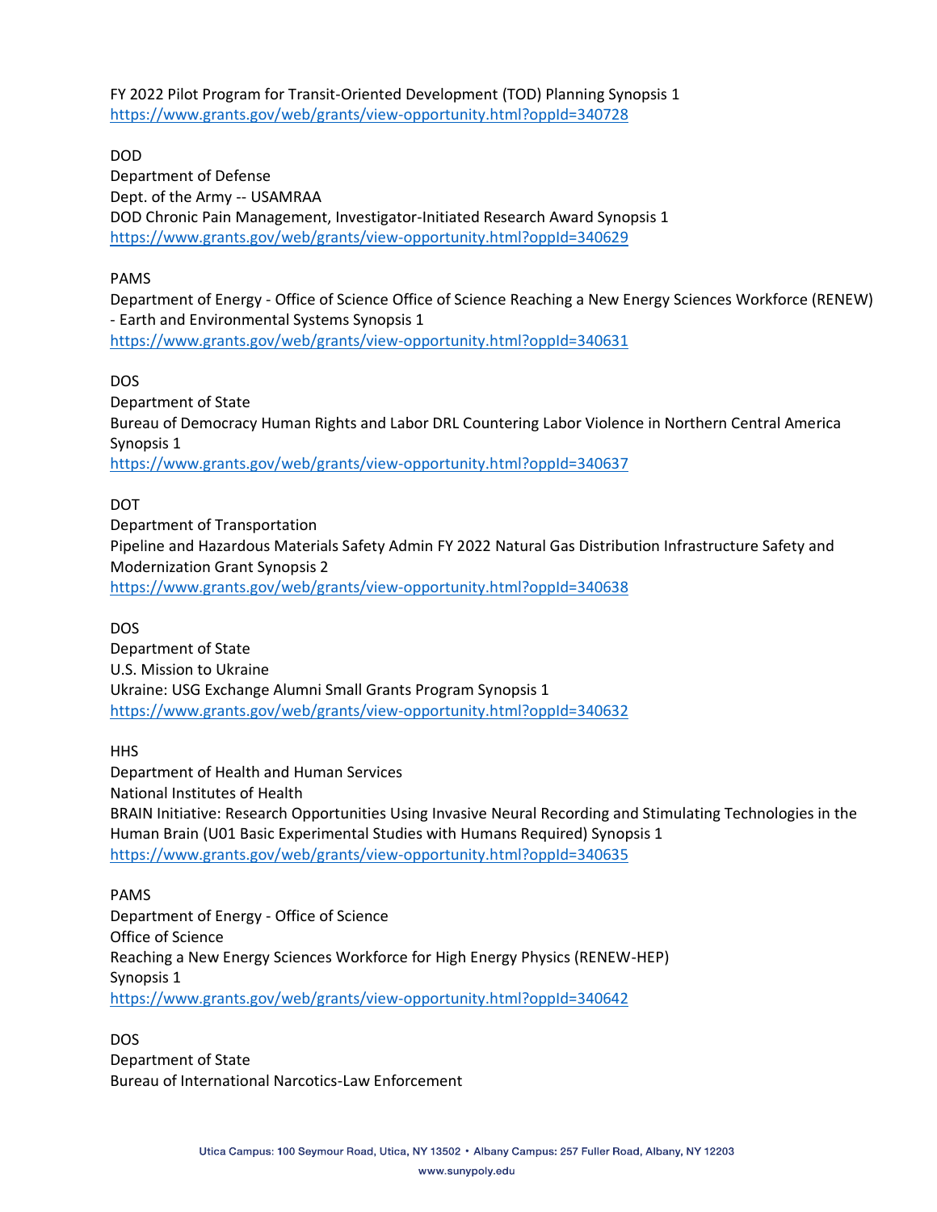FY 2022 Pilot Program for Transit-Oriented Development (TOD) Planning Synopsis 1
https://www.grants.gov/web/grants/view-opportunity.html?oppId=340728

DOD
Department of Defense
Dept. of the Army -- USAMRAA
DOD Chronic Pain Management, Investigator-Initiated Research Award Synopsis 1
https://www.grants.gov/web/grants/view-opportunity.html?oppId=340629

PAMS
Department of Energy - Office of Science Office of Science Reaching a New Energy Sciences Workforce (RENEW) - Earth and Environmental Systems Synopsis 1
https://www.grants.gov/web/grants/view-opportunity.html?oppId=340631

DOS
Department of State
Bureau of Democracy Human Rights and Labor DRL Countering Labor Violence in Northern Central America Synopsis 1
https://www.grants.gov/web/grants/view-opportunity.html?oppId=340637

DOT
Department of Transportation
Pipeline and Hazardous Materials Safety Admin FY 2022 Natural Gas Distribution Infrastructure Safety and Modernization Grant Synopsis 2
https://www.grants.gov/web/grants/view-opportunity.html?oppId=340638

DOS
Department of State
U.S. Mission to Ukraine
Ukraine: USG Exchange Alumni Small Grants Program Synopsis 1
https://www.grants.gov/web/grants/view-opportunity.html?oppId=340632

HHS
Department of Health and Human Services
National Institutes of Health
BRAIN Initiative: Research Opportunities Using Invasive Neural Recording and Stimulating Technologies in the Human Brain (U01 Basic Experimental Studies with Humans Required) Synopsis 1
https://www.grants.gov/web/grants/view-opportunity.html?oppId=340635

PAMS
Department of Energy - Office of Science
Office of Science
Reaching a New Energy Sciences Workforce for High Energy Physics (RENEW-HEP)
Synopsis 1
https://www.grants.gov/web/grants/view-opportunity.html?oppId=340642

DOS
Department of State
Bureau of International Narcotics-Law Enforcement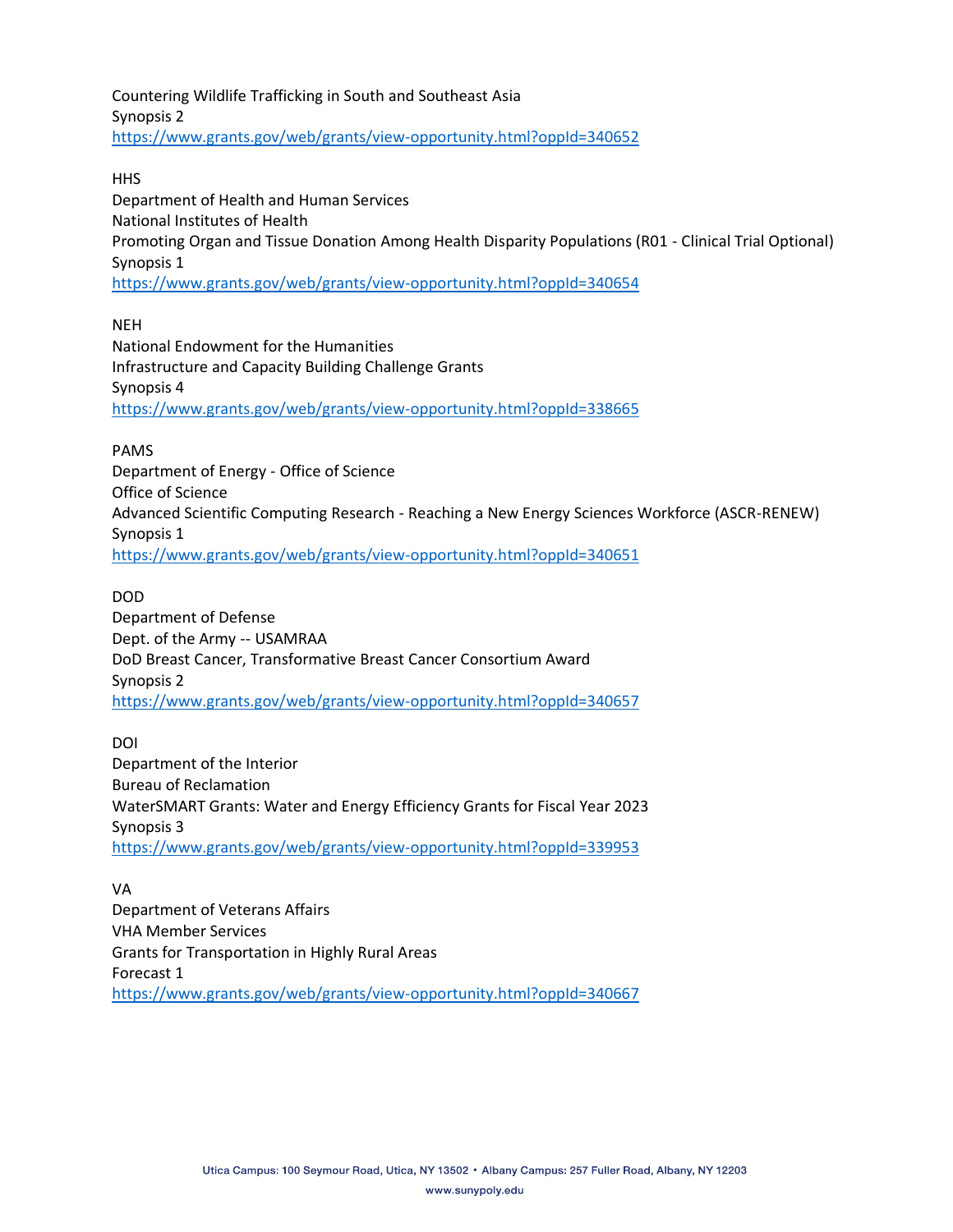Countering Wildlife Trafficking in South and Southeast Asia
Synopsis 2
https://www.grants.gov/web/grants/view-opportunity.html?oppId=340652

HHS
Department of Health and Human Services
National Institutes of Health
Promoting Organ and Tissue Donation Among Health Disparity Populations (R01 - Clinical Trial Optional)
Synopsis 1
https://www.grants.gov/web/grants/view-opportunity.html?oppId=340654

NEH
National Endowment for the Humanities
Infrastructure and Capacity Building Challenge Grants
Synopsis 4
https://www.grants.gov/web/grants/view-opportunity.html?oppId=338665

PAMS
Department of Energy - Office of Science
Office of Science
Advanced Scientific Computing Research - Reaching a New Energy Sciences Workforce (ASCR-RENEW)
Synopsis 1
https://www.grants.gov/web/grants/view-opportunity.html?oppId=340651

DOD
Department of Defense
Dept. of the Army -- USAMRAA
DoD Breast Cancer, Transformative Breast Cancer Consortium Award
Synopsis 2
https://www.grants.gov/web/grants/view-opportunity.html?oppId=340657

DOI
Department of the Interior
Bureau of Reclamation
WaterSMART Grants: Water and Energy Efficiency Grants for Fiscal Year 2023
Synopsis 3
https://www.grants.gov/web/grants/view-opportunity.html?oppId=339953

VA
Department of Veterans Affairs
VHA Member Services
Grants for Transportation in Highly Rural Areas
Forecast 1
https://www.grants.gov/web/grants/view-opportunity.html?oppId=340667